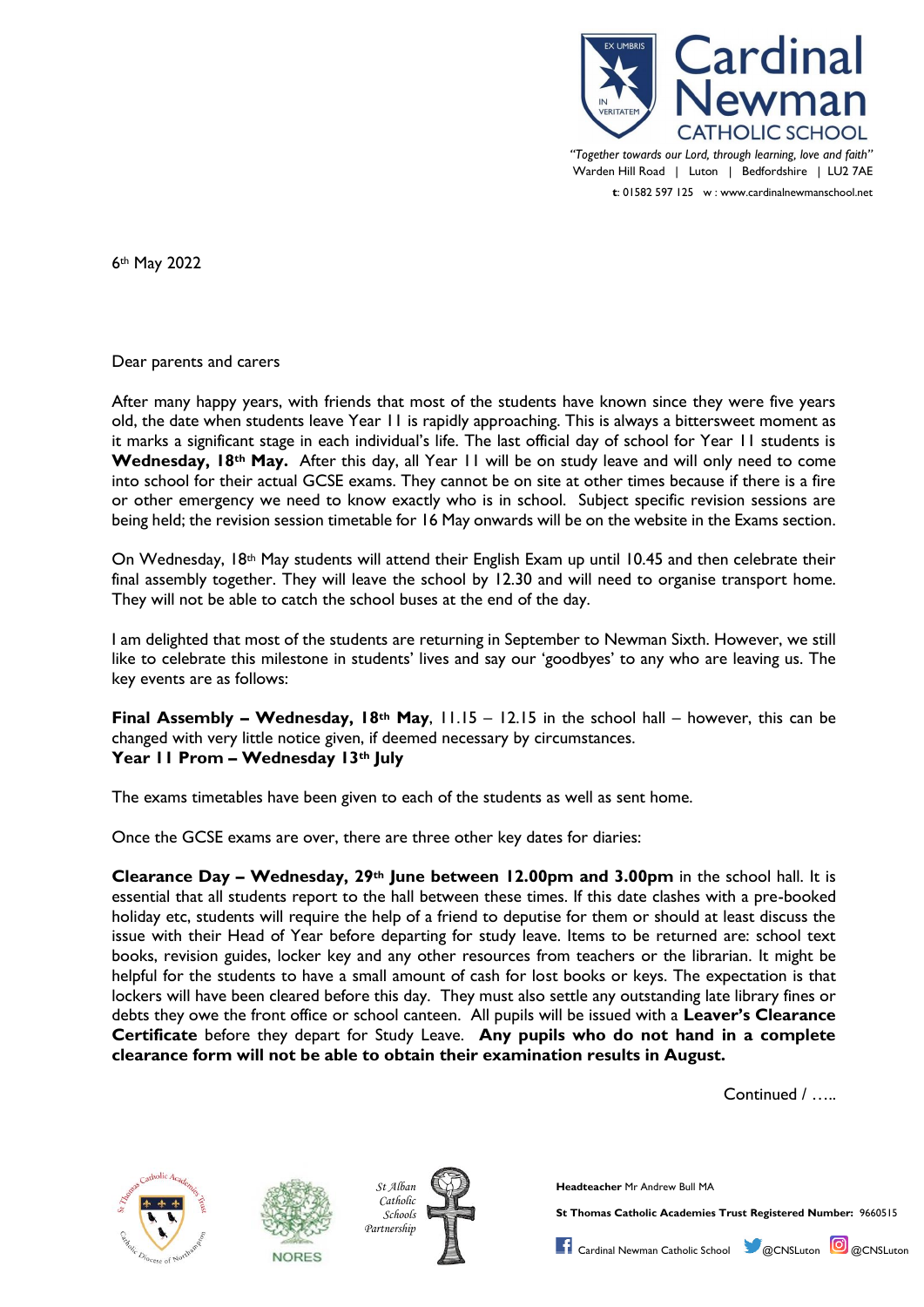**Cardinal Newman Catholic School**

*"Together towards our Lord, through learning, love and faith"*
Warden Hill Road | Luton | Bedfordshire | LU2 7AE
t: 01582 597 125 w : www.cardinalnewmanschool.net

6th May 2022

Dear parents and carers

After many happy years, with friends that most of the students have known since they were five years old, the date when students leave Year 11 is rapidly approaching. This is always a bittersweet moment as it marks a significant stage in each individual's life. The last official day of school for Year 11 students is **Wednesday, 18th May.** After this day, all Year 11 will be on study leave and will only need to come into school for their actual GCSE exams. They cannot be on site at other times because if there is a fire or other emergency we need to know exactly who is in school. Subject specific revision sessions are being held; the revision session timetable for 16 May onwards will be on the website in the Exams section.

On Wednesday, 18th May students will attend their English Exam up until 10.45 and then celebrate their final assembly together. They will leave the school by 12.30 and will need to organise transport home. They will not be able to catch the school buses at the end of the day.

I am delighted that most of the students are returning in September to Newman Sixth. However, we still like to celebrate this milestone in students' lives and say our 'goodbyes' to any who are leaving us. The key events are as follows:

**Final Assembly – Wednesday, 18th May**, 11.15 – 12.15 in the school hall – however, this can be changed with very little notice given, if deemed necessary by circumstances.
**Year 11 Prom – Wednesday 13th July**

The exams timetables have been given to each of the students as well as sent home.

Once the GCSE exams are over, there are three other key dates for diaries:

**Clearance Day – Wednesday, 29th June between 12.00pm and 3.00pm** in the school hall. It is essential that all students report to the hall between these times. If this date clashes with a pre-booked holiday etc, students will require the help of a friend to deputise for them or should at least discuss the issue with their Head of Year before departing for study leave. Items to be returned are: school text books, revision guides, locker key and any other resources from teachers or the librarian. It might be helpful for the students to have a small amount of cash for lost books or keys. The expectation is that lockers will have been cleared before this day. They must also settle any outstanding late library fines or debts they owe the front office or school canteen. All pupils will be issued with a **Leaver's Clearance Certificate** before they depart for Study Leave. **Any pupils who do not hand in a complete clearance form will not be able to obtain their examination results in August.**

Continued / …..

**Headteacher** Mr Andrew Bull MA

**St Thomas Catholic Academies Trust Registered Number:** 9660515

Cardinal Newman Catholic School @CNSLuton @CNSLuton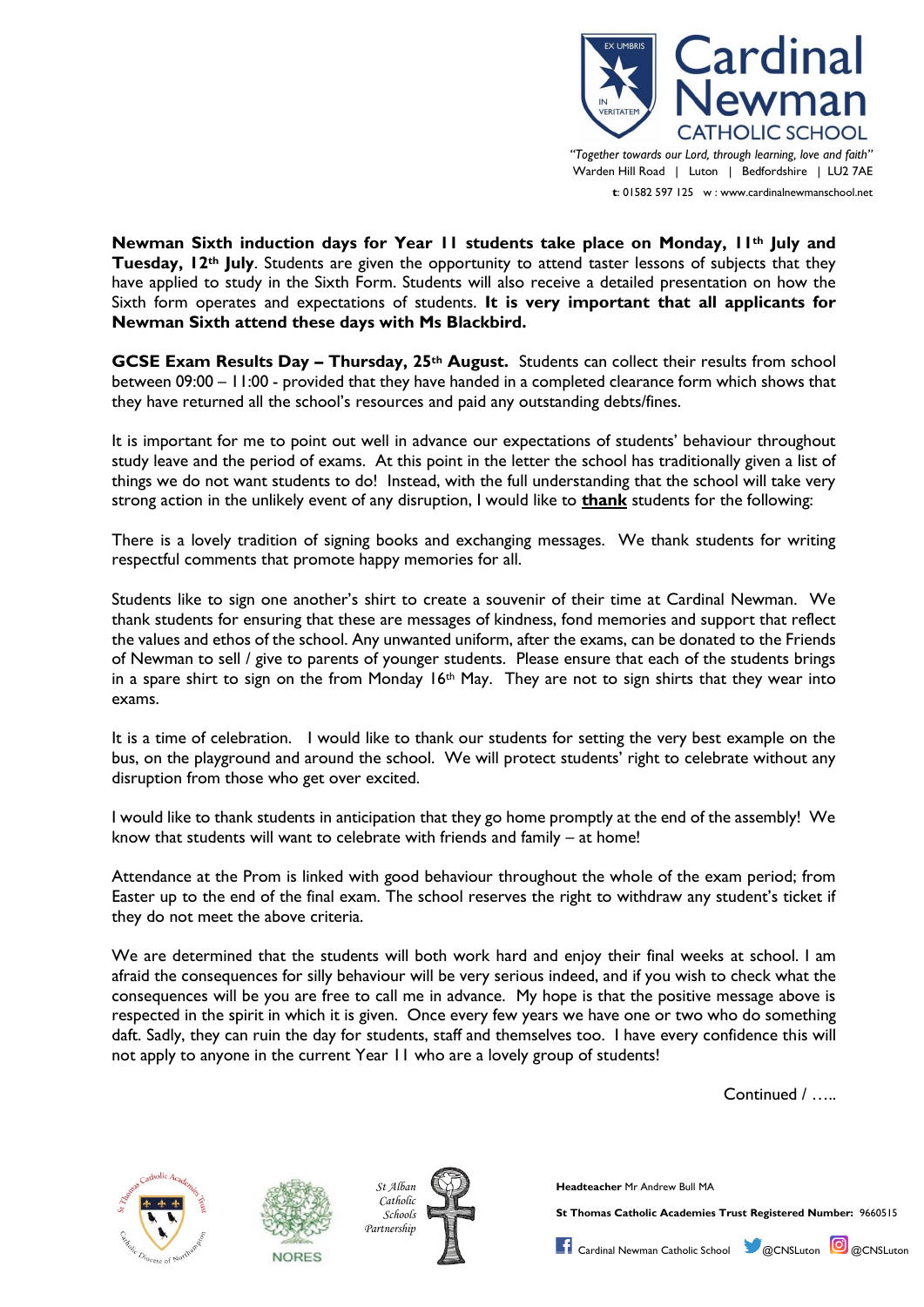**Newman Sixth induction days for Year 11 students take place on Monday, 11th July and Tuesday, 12th July**. Students are given the opportunity to attend taster lessons of subjects that they have applied to study in the Sixth Form. Students will also receive a detailed presentation on how the Sixth form operates and expectations of students. **It is very important that all applicants for Newman Sixth attend these days with Ms Blackbird.**

**GCSE Exam Results Day – Thursday, 25th August.** Students can collect their results from school between 09:00 – 11:00 - provided that they have handed in a completed clearance form which shows that they have returned all the school's resources and paid any outstanding debts/fines.

It is important for me to point out well in advance our expectations of students' behaviour throughout study leave and the period of exams. At this point in the letter the school has traditionally given a list of things we do not want students to do! Instead, with the full understanding that the school will take very strong action in the unlikely event of any disruption, I would like to **thank** students for the following:

There is a lovely tradition of signing books and exchanging messages. We thank students for writing respectful comments that promote happy memories for all.

Students like to sign one another's shirt to create a souvenir of their time at Cardinal Newman. We thank students for ensuring that these are messages of kindness, fond memories and support that reflect the values and ethos of the school. Any unwanted uniform, after the exams, can be donated to the Friends of Newman to sell / give to parents of younger students. Please ensure that each of the students brings in a spare shirt to sign on the from Monday 16th May. They are not to sign shirts that they wear into exams.

It is a time of celebration. I would like to thank our students for setting the very best example on the bus, on the playground and around the school. We will protect students' right to celebrate without any disruption from those who get over excited.

I would like to thank students in anticipation that they go home promptly at the end of the assembly! We know that students will want to celebrate with friends and family – at home!

Attendance at the Prom is linked with good behaviour throughout the whole of the exam period; from Easter up to the end of the final exam. The school reserves the right to withdraw any student's ticket if they do not meet the above criteria.

We are determined that the students will both work hard and enjoy their final weeks at school. I am afraid the consequences for silly behaviour will be very serious indeed, and if you wish to check what the consequences will be you are free to call me in advance. My hope is that the positive message above is respected in the spirit in which it is given. Once every few years we have one or two who do something daft. Sadly, they can ruin the day for students, staff and themselves too. I have every confidence this will not apply to anyone in the current Year 11 who are a lovely group of students!

Continued / …..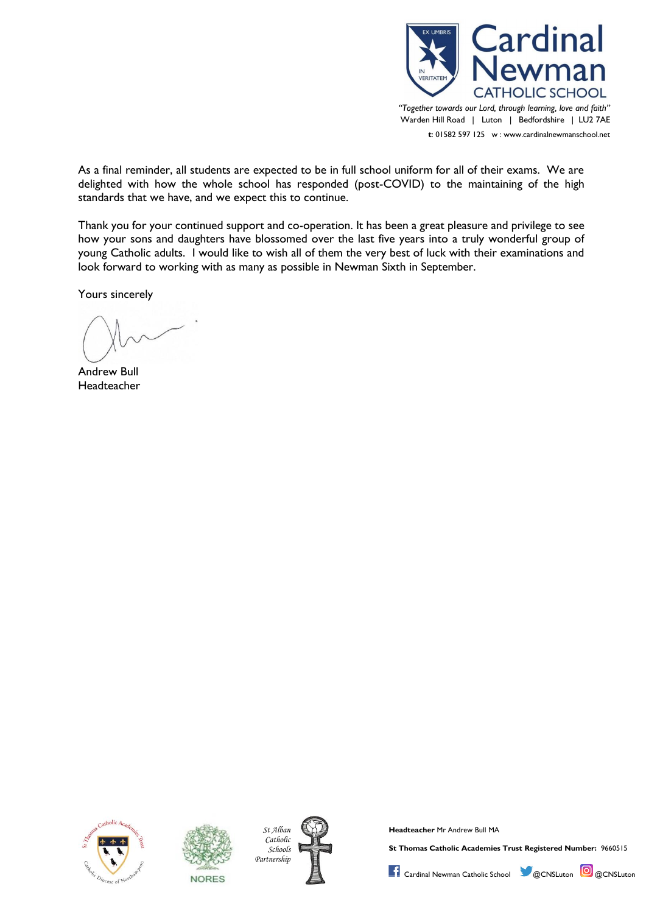As a final reminder, all students are expected to be in full school uniform for all of their exams. We are delighted with how the whole school has responded (post-COVID) to the maintaining of the high standards that we have, and we expect this to continue.

Thank you for your continued support and co-operation. It has been a great pleasure and privilege to see how your sons and daughters have blossomed over the last five years into a truly wonderful group of young Catholic adults. I would like to wish all of them the very best of luck with their examinations and look forward to working with as many as possible in Newman Sixth in September.

Yours sincerely

Andrew Bull
Headteacher